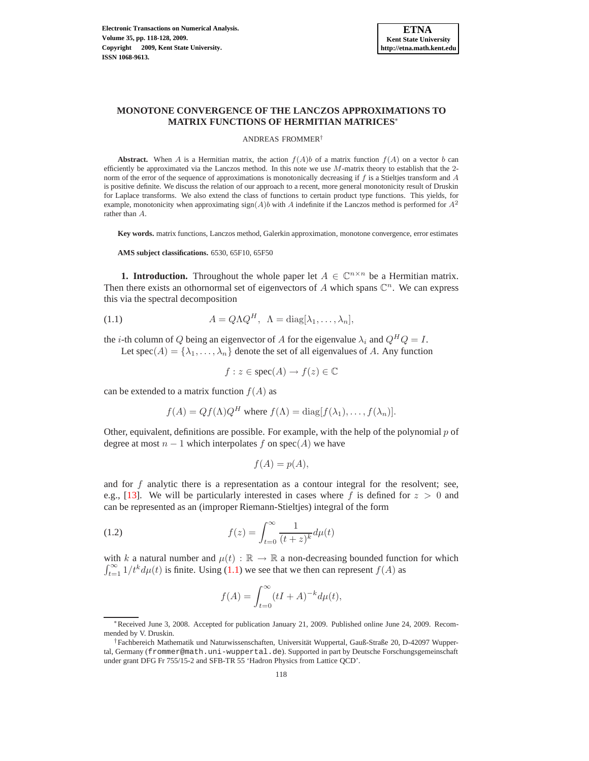# MONOTONE CONVERGENCE OF THE LANCZOS APPROXIMATIONS TO MATRIX FUNCTIONS OF HERMITIAN MATRICES*

ANDREAS FROMMER†

**Abstract.** When $A$ is a Hermitian matrix, the action $f(A)b$ of a matrix function $f(A)$ on a vector $b$ can efficiently be approximated via the Lanczos method. In this note we use $M$-matrix theory to establish that the 2-norm of the error of the sequence of approximations is monotonically decreasing if $f$ is a Stieltjes transform and $A$ is positive definite. We discuss the relation of our approach to a recent, more general monotonicity result of Druskin for Laplace transforms. We also extend the class of functions to certain product type functions. This yields, for example, monotonicity when approximating $\text{sign}(A)b$ with $A$ indefinite if the Lanczos method is performed for $A^2$ rather than $A$.

**Key words.** matrix functions, Lanczos method, Galerkin approximation, monotone convergence, error estimates

**AMS subject classifications.** 6530, 65F10, 65F50

**1. Introduction.** Throughout the whole paper let $A \in \mathbb{C}^{n\times n}$ be a Hermitian matrix. Then there exists an othornormal set of eigenvectors of $A$ which spans $\mathbb{C}^n$. We can express this via the spectral decomposition

$$A = Q\Lambda Q^H, \quad \Lambda = \text{diag}[\lambda_1, \dots, \lambda_n], \tag{1.1}$$

the $i$-th column of $Q$ being an eigenvector of $A$ for the eigenvalue $\lambda_i$ and $Q^H Q = I$.

Let $\text{spec}(A) = \{\lambda_1, \dots, \lambda_n\}$ denote the set of all eigenvalues of $A$. Any function

$$f : z \in \text{spec}(A) \to f(z) \in \mathbb{C}$$

can be extended to a matrix function $f(A)$ as

$$f(A) = Qf(\Lambda)Q^H \text{ where } f(\Lambda) = \text{diag}[f(\lambda_1), \dots, f(\lambda_n)].$$

Other, equivalent, definitions are possible. For example, with the help of the polynomial $p$ of degree at most $n-1$ which interpolates $f$ on $\text{spec}(A)$ we have

$$f(A) = p(A),$$

and for $f$ analytic there is a representation as a contour integral for the resolvent; see, e.g., [13]. We will be particularly interested in cases where $f$ is defined for $z > 0$ and can be represented as an (improper Riemann-Stieltjes) integral of the form

$$f(z) = \int_{t=0}^{\infty} \frac{1}{(t+z)^k} d\mu(t) \tag{1.2}$$

with $k$ a natural number and $\mu(t) : \mathbb{R} \to \mathbb{R}$ a non-decreasing bounded function for which $\int_{t=1}^{\infty} 1/t^k d\mu(t)$ is finite. Using (1.1) we see that we then can represent $f(A)$ as

$$f(A) = \int_{t=0}^{\infty} (tI + A)^{-k} d\mu(t),$$

---

*Received June 3, 2008. Accepted for publication January 21, 2009. Published online June 24, 2009. Recommended by V. Druskin.

†Fachbereich Mathematik und Naturwissenschaften, Universität Wuppertal, Gauß-Straße 20, D-42097 Wuppertal, Germany (frommer@math.uni-wuppertal.de). Supported in part by Deutsche Forschungsgemeinschaft under grant DFG Fr 755/15-2 and SFB-TR 55 'Hadron Physics from Lattice QCD'.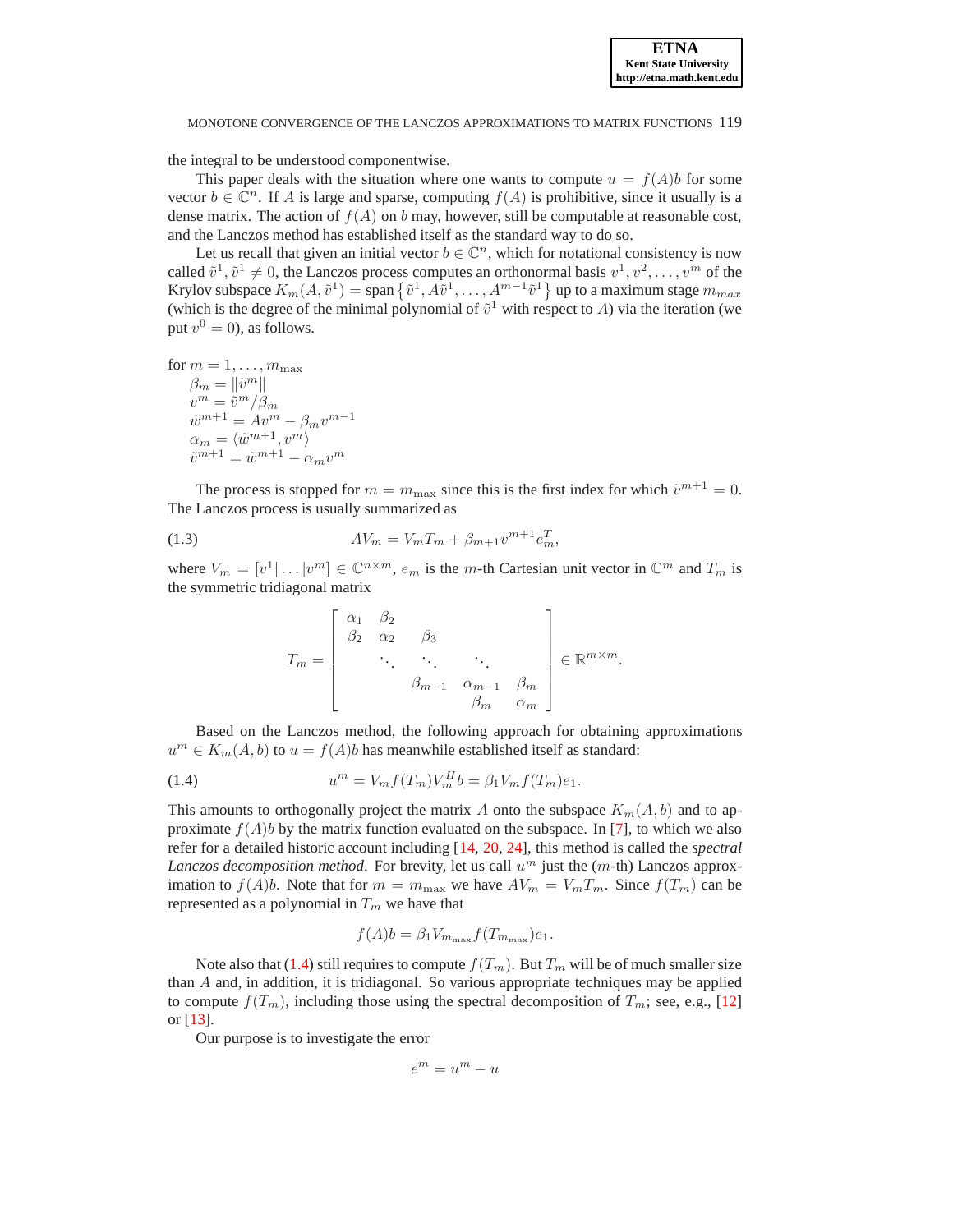the integral to be understood componentwise.

This paper deals with the situation where one wants to compute $u = f(A)b$ for some vector $b \in \mathbb{C}^n$. If $A$ is large and sparse, computing $f(A)$ is prohibitive, since it usually is a dense matrix. The action of $f(A)$ on $b$ may, however, still be computable at reasonable cost, and the Lanczos method has established itself as the standard way to do so.

Let us recall that given an initial vector $b \in \mathbb{C}^n$, which for notational consistency is now called $\tilde{v}^1, \tilde{v}^1 \neq 0$, the Lanczos process computes an orthonormal basis $v^1, v^2, \ldots, v^m$ of the Krylov subspace $K_m(A, \tilde{v}^1) = \text{span}\left\{\tilde{v}^1, A\tilde{v}^1, \ldots, A^{m-1}\tilde{v}^1\right\}$ up to a maximum stage $m_{max}$ (which is the degree of the minimal polynomial of $\tilde{v}^1$ with respect to $A$) via the iteration (we put $v^0 = 0$), as follows.

for $m = 1, \ldots, m_{\max}$
$\quad \beta_m = \|\tilde{v}^m\|$
$\quad v^m = \tilde{v}^m / \beta_m$
$\quad \tilde{w}^{m+1} = Av^m - \beta_m v^{m-1}$
$\quad \alpha_m = \langle \tilde{w}^{m+1}, v^m \rangle$
$\quad \tilde{v}^{m+1} = \tilde{w}^{m+1} - \alpha_m v^m$

The process is stopped for $m = m_{\max}$ since this is the first index for which $\tilde{v}^{m+1} = 0$. The Lanczos process is usually summarized as

$$AV_m = V_m T_m + \beta_{m+1} v^{m+1} e_m^T, \tag{1.3}$$

where $V_m = [v^1 | \ldots | v^m] \in \mathbb{C}^{n \times m}$, $e_m$ is the $m$-th Cartesian unit vector in $\mathbb{C}^m$ and $T_m$ is the symmetric tridiagonal matrix

$$T_m = \begin{bmatrix} \alpha_1 & \beta_2 & & & \\ \beta_2 & \alpha_2 & \beta_3 & & \\ & \ddots & \ddots & \ddots & \\ & & \beta_{m-1} & \alpha_{m-1} & \beta_m \\ & & & \beta_m & \alpha_m \end{bmatrix} \in \mathbb{R}^{m \times m}.$$

Based on the Lanczos method, the following approach for obtaining approximations $u^m \in K_m(A, b)$ to $u = f(A)b$ has meanwhile established itself as standard:

$$u^m = V_m f(T_m) V_m^H b = \beta_1 V_m f(T_m) e_1. \tag{1.4}$$

This amounts to orthogonally project the matrix $A$ onto the subspace $K_m(A, b)$ and to approximate $f(A)b$ by the matrix function evaluated on the subspace. In [7], to which we also refer for a detailed historic account including [14, 20, 24], this method is called the *spectral Lanczos decomposition method*. For brevity, let us call $u^m$ just the ($m$-th) Lanczos approximation to $f(A)b$. Note that for $m = m_{\max}$ we have $AV_m = V_m T_m$. Since $f(T_m)$ can be represented as a polynomial in $T_m$ we have that

$$f(A)b = \beta_1 V_{m_{\max}} f(T_{m_{\max}}) e_1.$$

Note also that (1.4) still requires to compute $f(T_m)$. But $T_m$ will be of much smaller size than $A$ and, in addition, it is tridiagonal. So various appropriate techniques may be applied to compute $f(T_m)$, including those using the spectral decomposition of $T_m$; see, e.g., [12] or [13].

Our purpose is to investigate the error

$$e^m = u^m - u$$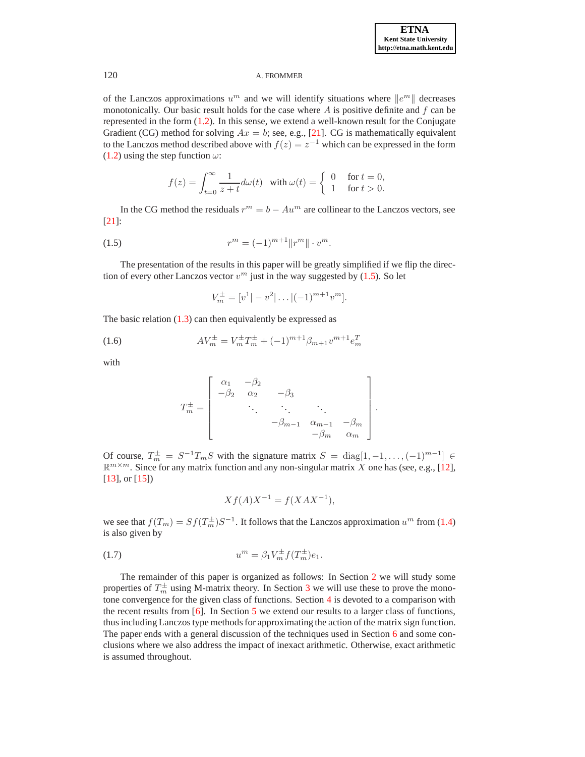of the Lanczos approximations $u^m$ and we will identify situations where $\|e^m\|$ decreases monotonically. Our basic result holds for the case where $A$ is positive definite and $f$ can be represented in the form (1.2). In this sense, we extend a well-known result for the Conjugate Gradient (CG) method for solving $Ax = b$; see, e.g., [21]. CG is mathematically equivalent to the Lanczos method described above with $f(z) = z^{-1}$ which can be expressed in the form (1.2) using the step function $\omega$:

$$f(z) = \int_{t=0}^{\infty} \frac{1}{z+t} d\omega(t) \quad \text{with } \omega(t) = \begin{cases} 0 & \text{for } t = 0, \\ 1 & \text{for } t > 0. \end{cases}$$

In the CG method the residuals $r^m = b - Au^m$ are collinear to the Lanczos vectors, see [21]:

$$r^m = (-1)^{m+1} \|r^m\| \cdot v^m. \tag{1.5}$$

The presentation of the results in this paper will be greatly simplified if we flip the direction of every other Lanczos vector $v^m$ just in the way suggested by (1.5). So let

$$V_m^{\pm} = [v^1 | -v^2 | \ldots | (-1)^{m+1} v^m].$$

The basic relation (1.3) can then equivalently be expressed as

$$AV_m^{\pm} = V_m^{\pm} T_m^{\pm} + (-1)^{m+1} \beta_{m+1} v^{m+1} e_m^T \tag{1.6}$$

with

$$T_m^{\pm} = \begin{bmatrix} \alpha_1 & -\beta_2 & & & \\ -\beta_2 & \alpha_2 & -\beta_3 & & \\ & \ddots & \ddots & \ddots & \\ & & -\beta_{m-1} & \alpha_{m-1} & -\beta_m \\ & & & -\beta_m & \alpha_m \end{bmatrix}.$$

Of course, $T_m^{\pm} = S^{-1} T_m S$ with the signature matrix $S = \text{diag}[1, -1, \ldots, (-1)^{m-1}] \in \mathbb{R}^{m \times m}$. Since for any matrix function and any non-singular matrix $X$ one has (see, e.g., [12], [13], or [15])

$$X f(A) X^{-1} = f(XAX^{-1}),$$

we see that $f(T_m) = S f(T_m^{\pm}) S^{-1}$. It follows that the Lanczos approximation $u^m$ from (1.4) is also given by

$$u^m = \beta_1 V_m^{\pm} f(T_m^{\pm}) e_1. \tag{1.7}$$

The remainder of this paper is organized as follows: In Section 2 we will study some properties of $T_m^{\pm}$ using M-matrix theory. In Section 3 we will use these to prove the monotone convergence for the given class of functions. Section 4 is devoted to a comparison with the recent results from [6]. In Section 5 we extend our results to a larger class of functions, thus including Lanczos type methods for approximating the action of the matrix sign function. The paper ends with a general discussion of the techniques used in Section 6 and some conclusions where we also address the impact of inexact arithmetic. Otherwise, exact arithmetic is assumed throughout.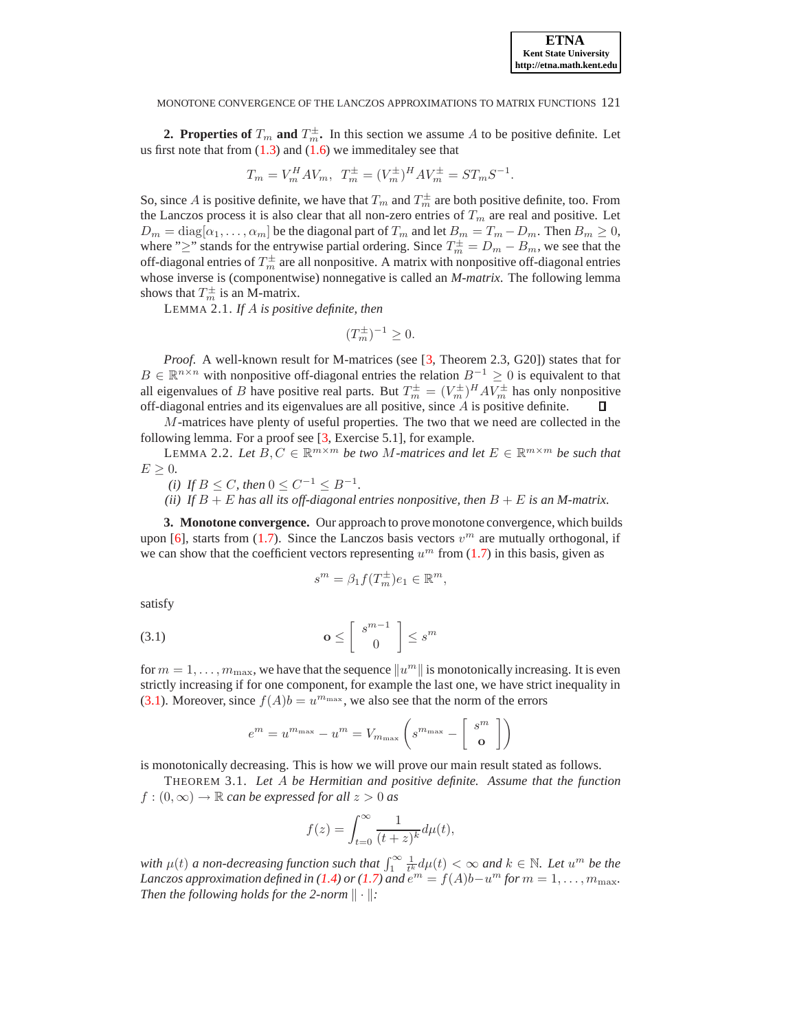## 2. Properties of $T_m$ and $T_m^{\pm}$.

In this section we assume $A$ to be positive definite. Let us first note that from (1.3) and (1.6) we immeditaley see that

$$T_m = V_m^H A V_m, \;\; T_m^{\pm} = (V_m^{\pm})^H A V_m^{\pm} = S T_m S^{-1}.$$

So, since $A$ is positive definite, we have that $T_m$ and $T_m^{\pm}$ are both positive definite, too. From the Lanczos process it is also clear that all non-zero entries of $T_m$ are real and positive. Let $D_m = \text{diag}[\alpha_1, \ldots, \alpha_m]$ be the diagonal part of $T_m$ and let $B_m = T_m - D_m$. Then $B_m \geq 0$, where "$\geq$" stands for the entrywise partial ordering. Since $T_m^{\pm} = D_m - B_m$, we see that the off-diagonal entries of $T_m^{\pm}$ are all nonpositive. A matrix with nonpositive off-diagonal entries whose inverse is (componentwise) nonnegative is called an *M-matrix*. The following lemma shows that $T_m^{\pm}$ is an M-matrix.

LEMMA 2.1. *If $A$ is positive definite, then*

$$(T_m^{\pm})^{-1} \geq 0.$$

*Proof.* A well-known result for M-matrices (see [3, Theorem 2.3, G20]) states that for $B \in \mathbb{R}^{n \times n}$ with nonpositive off-diagonal entries the relation $B^{-1} \geq 0$ is equivalent to that all eigenvalues of $B$ have positive real parts. But $T_m^{\pm} = (V_m^{\pm})^H A V_m^{\pm}$ has only nonpositive off-diagonal entries and its eigenvalues are all positive, since $A$ is positive definite. ∎

$M$-matrices have plenty of useful properties. The two that we need are collected in the following lemma. For a proof see [3, Exercise 5.1], for example.

LEMMA 2.2. *Let $B, C \in \mathbb{R}^{m \times m}$ be two $M$-matrices and let $E \in \mathbb{R}^{m \times m}$ be such that $E \geq 0$.*

*(i) If $B \leq C$, then $0 \leq C^{-1} \leq B^{-1}$.*

*(ii) If $B + E$ has all its off-diagonal entries nonpositive, then $B + E$ is an M-matrix.*

## 3. Monotone convergence.

Our approach to prove monotone convergence, which builds upon [6], starts from (1.7). Since the Lanczos basis vectors $v^m$ are mutually orthogonal, if we can show that the coefficient vectors representing $u^m$ from (1.7) in this basis, given as

$$s^m = \beta_1 f(T_m^{\pm}) e_1 \in \mathbb{R}^m,$$

satisfy

$$\mathbf{o} \leq \begin{bmatrix} s^{m-1} \\ 0 \end{bmatrix} \leq s^m \tag{3.1}$$

for $m = 1, \ldots, m_{\max}$, we have that the sequence $\|u^m\|$ is monotonically increasing. It is even strictly increasing if for one component, for example the last one, we have strict inequality in (3.1). Moreover, since $f(A)b = u^{m_{\max}}$, we also see that the norm of the errors

$$e^m = u^{m_{\max}} - u^m = V_{m_{\max}} \left( s^{m_{\max}} - \begin{bmatrix} s^m \\ \mathbf{o} \end{bmatrix} \right)$$

is monotonically decreasing. This is how we will prove our main result stated as follows.

THEOREM 3.1. *Let $A$ be Hermitian and positive definite. Assume that the function $f : (0, \infty) \to \mathbb{R}$ can be expressed for all $z > 0$ as*

$$f(z) = \int_{t=0}^{\infty} \frac{1}{(t+z)^k} d\mu(t),$$

*with $\mu(t)$ a non-decreasing function such that $\int_1^{\infty} \frac{1}{t^k} d\mu(t) < \infty$ and $k \in \mathbb{N}$. Let $u^m$ be the Lanczos approximation defined in (1.4) or (1.7) and $e^m = f(A)b - u^m$ for $m = 1, \ldots, m_{\max}$. Then the following holds for the 2-norm $\|\cdot\|$:*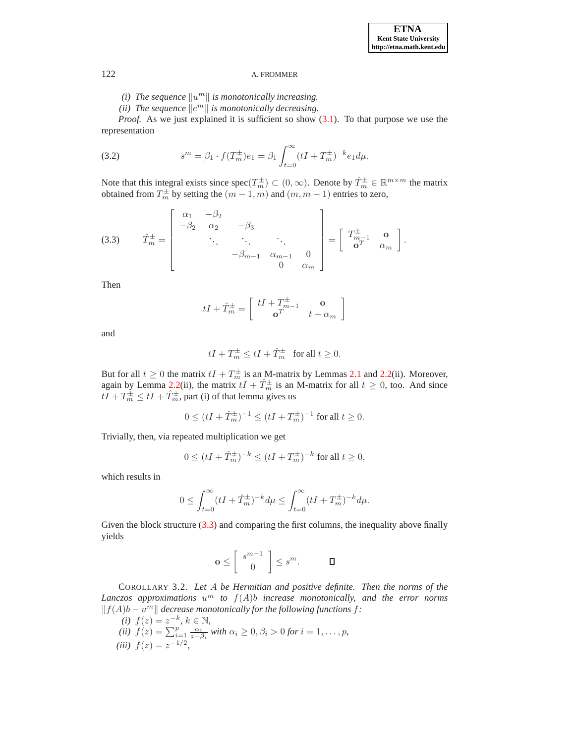*(i) The sequence $\|u^m\|$ is monotonically increasing.*

*(ii) The sequence $\|e^m\|$ is monotonically decreasing.*

*Proof.* As we just explained it is sufficient so show (3.1). To that purpose we use the representation

$$s^m = \beta_1 \cdot f(T_m^{\pm})e_1 = \beta_1 \int_{t=0}^{\infty} (tI + T_m^{\pm})^{-k} e_1 d\mu. \tag{3.2}$$

Note that this integral exists since $\text{spec}(T_m^{\pm}) \subset (0, \infty)$. Denote by $\hat{T}_m^{\pm} \in \mathbb{R}^{m \times m}$ the matrix obtained from $T_m^{\pm}$ by setting the $(m-1, m)$ and $(m, m-1)$ entries to zero,

$$\hat{T}_m^{\pm} = \begin{bmatrix} \alpha_1 & -\beta_2 & & & \\ -\beta_2 & \alpha_2 & -\beta_3 & & \\ & \ddots & \ddots & \ddots & \\ & & -\beta_{m-1} & \alpha_{m-1} & 0 \\ & & & 0 & \alpha_m \end{bmatrix} = \begin{bmatrix} T_{m-1}^{\pm} & \mathbf{o} \\ \mathbf{o}^T & \alpha_m \end{bmatrix}. \tag{3.3}$$

Then

$$tI + \hat{T}_m^{\pm} = \begin{bmatrix} tI + T_{m-1}^{\pm} & \mathbf{o} \\ \mathbf{o}^T & t + \alpha_m \end{bmatrix}$$

and

$$tI + T_m^{\pm} \leq tI + \hat{T}_m^{\pm} \quad \text{for all } t \geq 0.$$

But for all $t \geq 0$ the matrix $tI + T_m^{\pm}$ is an M-matrix by Lemmas 2.1 and 2.2(ii). Moreover, again by Lemma 2.2(ii), the matrix $tI + \hat{T}_m^{\pm}$ is an M-matrix for all $t \geq 0$, too. And since $tI + T_m^{\pm} \leq tI + \hat{T}_m^{\pm}$, part (i) of that lemma gives us

$$0 \leq (tI + \hat{T}_m^{\pm})^{-1} \leq (tI + T_m^{\pm})^{-1} \text{ for all } t \geq 0.$$

Trivially, then, via repeated multiplication we get

$$0 \leq (tI + \hat{T}_m^{\pm})^{-k} \leq (tI + T_m^{\pm})^{-k} \text{ for all } t \geq 0,$$

which results in

$$0 \leq \int_{t=0}^{\infty} (tI + \hat{T}_m^{\pm})^{-k} d\mu \leq \int_{t=0}^{\infty} (tI + T_m^{\pm})^{-k} d\mu.$$

Given the block structure (3.3) and comparing the first columns, the inequality above finally yields

$$\mathbf{o} \leq \begin{bmatrix} s^{m-1} \\ 0 \end{bmatrix} \leq s^m. \qquad \square$$

COROLLARY 3.2. *Let $A$ be Hermitian and positive definite. Then the norms of the Lanczos approximations $u^m$ to $f(A)b$ increase monotonically, and the error norms $\|f(A)b - u^m\|$ decrease monotonically for the following functions $f$:*

*(i) $f(z) = z^{-k}$, $k \in \mathbb{N}$,*

*(ii) $f(z) = \sum_{i=1}^{p} \frac{\alpha_i}{z+\beta_i}$ with $\alpha_i \geq 0, \beta_i > 0$ for $i = 1, \ldots, p$,*

*(iii) $f(z) = z^{-1/2}$,*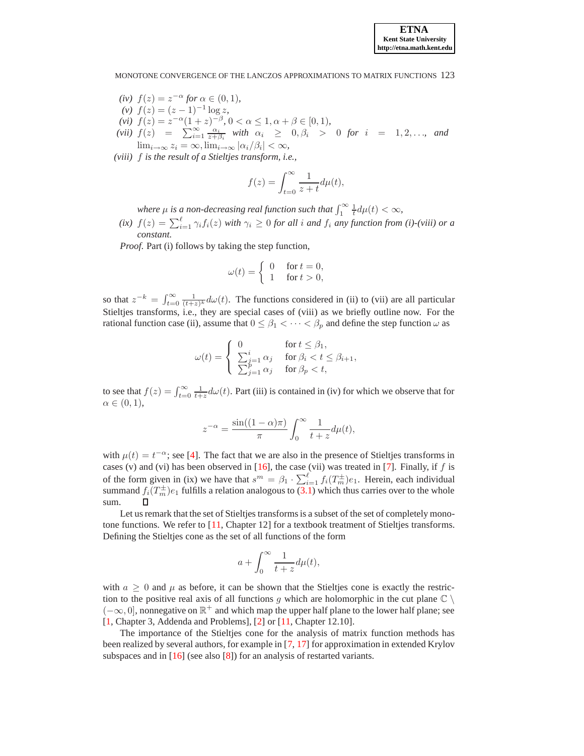*(iv)* $f(z) = z^{-\alpha}$ *for* $\alpha \in (0,1)$,

*(v)* $f(z) = (z-1)^{-1} \log z$,

*(vi)* $f(z) = z^{-\alpha}(1+z)^{-\beta}, 0 < \alpha \leq 1, \alpha + \beta \in [0,1)$,

*(vii)* $f(z) = \sum_{i=1}^{\infty} \frac{\alpha_i}{z+\beta_i}$ *with* $\alpha_i \geq 0, \beta_i > 0$ *for* $i = 1, 2, \ldots$, *and* $\lim_{i\to\infty} z_i = \infty, \lim_{i\to\infty} |\alpha_i/\beta_i| < \infty$,

*(viii)* $f$ *is the result of a Stieltjes transform, i.e.,*

$$f(z) = \int_{t=0}^{\infty} \frac{1}{z+t} d\mu(t),$$

*where* $\mu$ *is a non-decreasing real function such that* $\int_1^{\infty} \frac{1}{t} d\mu(t) < \infty$,

*(ix)* $f(z) = \sum_{i=1}^{\ell} \gamma_i f_i(z)$ *with* $\gamma_i \geq 0$ *for all* $i$ *and* $f_i$ *any function from (i)-(viii) or a constant.*

*Proof.* Part (i) follows by taking the step function,

$$\omega(t) = \begin{cases} 0 & \text{for } t = 0, \\ 1 & \text{for } t > 0, \end{cases}$$

so that $z^{-k} = \int_{t=0}^{\infty} \frac{1}{(t+z)^k} d\omega(t)$. The functions considered in (ii) to (vii) are all particular Stieltjes transforms, i.e., they are special cases of (viii) as we briefly outline now. For the rational function case (ii), assume that $0 \leq \beta_1 < \cdots < \beta_p$ and define the step function $\omega$ as

$$\omega(t) = \begin{cases} 0 & \text{for } t \leq \beta_1, \\ \sum_{j=1}^{i} \alpha_j & \text{for } \beta_i < t \leq \beta_{i+1}, \\ \sum_{j=1}^{p} \alpha_j & \text{for } \beta_p < t, \end{cases}$$

to see that $f(z) = \int_{t=0}^{\infty} \frac{1}{t+z} d\omega(t)$. Part (iii) is contained in (iv) for which we observe that for $\alpha \in (0,1)$,

$$z^{-\alpha} = \frac{\sin((1-\alpha)\pi)}{\pi} \int_0^{\infty} \frac{1}{t+z} d\mu(t),$$

with $\mu(t) = t^{-\alpha}$; see [4]. The fact that we are also in the presence of Stieltjes transforms in cases (v) and (vi) has been observed in [16], the case (vii) was treated in [7]. Finally, if $f$ is of the form given in (ix) we have that $s^m = \beta_1 \cdot \sum_{i=1}^{\ell} f_i(T_m^{\pm})e_1$. Herein, each individual summand $f_i(T_m^{\pm})e_1$ fulfills a relation analogous to (3.1) which thus carries over to the whole sum. ☐

Let us remark that the set of Stieltjes transforms is a subset of the set of completely monotone functions. We refer to [11, Chapter 12] for a textbook treatment of Stieltjes transforms. Defining the Stieltjes cone as the set of all functions of the form

$$a + \int_0^{\infty} \frac{1}{t+z} d\mu(t),$$

with $a \geq 0$ and $\mu$ as before, it can be shown that the Stieltjes cone is exactly the restriction to the positive real axis of all functions $g$ which are holomorphic in the cut plane $\mathbb{C} \setminus (-\infty, 0]$, nonnegative on $\mathbb{R}^+$ and which map the upper half plane to the lower half plane; see [1, Chapter 3, Addenda and Problems], [2] or [11, Chapter 12.10].

The importance of the Stieltjes cone for the analysis of matrix function methods has been realized by several authors, for example in [7, 17] for approximation in extended Krylov subspaces and in [16] (see also [8]) for an analysis of restarted variants.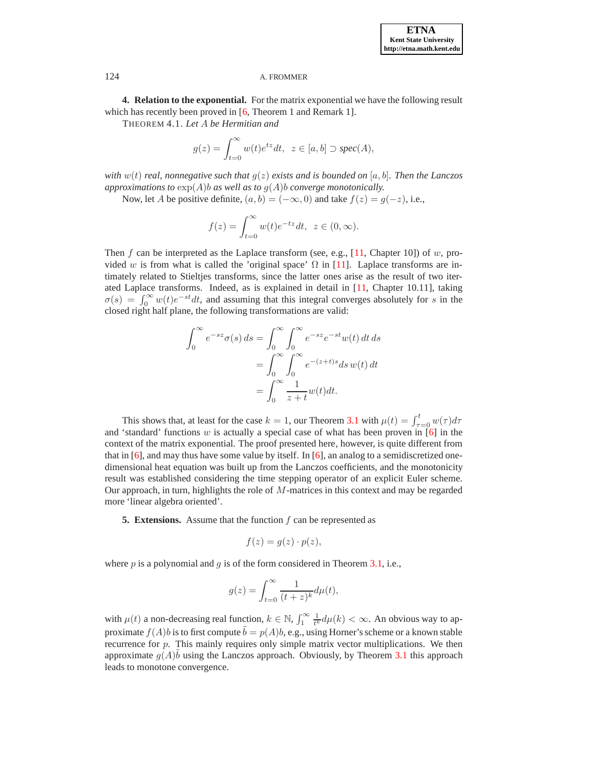**4. Relation to the exponential.** For the matrix exponential we have the following result which has recently been proved in [6, Theorem 1 and Remark 1].

THEOREM 4.1. *Let $A$ be Hermitian and*

$$g(z) = \int_{t=0}^{\infty} w(t) e^{tz} dt, \;\; z \in [a,b] \supset spec(A),$$

*with $w(t)$ real, nonnegative such that $g(z)$ exists and is bounded on $[a,b]$. Then the Lanczos approximations to $\exp(A)b$ as well as to $g(A)b$ converge monotonically.*

Now, let $A$ be positive definite, $(a,b) = (-\infty, 0)$ and take $f(z) = g(-z)$, i.e.,

$$f(z) = \int_{t=0}^{\infty} w(t) e^{-tz} dt, \;\; z \in (0, \infty).$$

Then $f$ can be interpreted as the Laplace transform (see, e.g., [11, Chapter 10]) of $w$, provided $w$ is from what is called the 'original space' $\Omega$ in [11]. Laplace transforms are intimately related to Stieltjes transforms, since the latter ones arise as the result of two iterated Laplace transforms. Indeed, as is explained in detail in [11, Chapter 10.11], taking $\sigma(s) = \int_0^{\infty} w(t) e^{-st} dt$, and assuming that this integral converges absolutely for $s$ in the closed right half plane, the following transformations are valid:

$$\begin{aligned}
\int_0^{\infty} e^{-sz} \sigma(s) \, ds &= \int_0^{\infty} \int_0^{\infty} e^{-sz} e^{-st} w(t) \, dt \, ds \\
&= \int_0^{\infty} \int_0^{\infty} e^{-(z+t)s} ds \, w(t) \, dt \\
&= \int_0^{\infty} \frac{1}{z+t} w(t) dt.
\end{aligned}$$

This shows that, at least for the case $k = 1$, our Theorem 3.1 with $\mu(t) = \int_{\tau=0}^{t} w(\tau) d\tau$ and 'standard' functions $w$ is actually a special case of what has been proven in [6] in the context of the matrix exponential. The proof presented here, however, is quite different from that in [6], and may thus have some value by itself. In [6], an analog to a semidiscretized one-dimensional heat equation was built up from the Lanczos coefficients, and the monotonicity result was established considering the time stepping operator of an explicit Euler scheme. Our approach, in turn, highlights the role of $M$-matrices in this context and may be regarded more 'linear algebra oriented'.

**5. Extensions.** Assume that the function $f$ can be represented as

$$f(z) = g(z) \cdot p(z),$$

where $p$ is a polynomial and $g$ is of the form considered in Theorem 3.1, i.e.,

$$g(z) = \int_{t=0}^{\infty} \frac{1}{(t+z)^k} d\mu(t),$$

with $\mu(t)$ a non-decreasing real function, $k \in \mathbb{N}$, $\int_1^{\infty} \frac{1}{t^k} d\mu(k) < \infty$. An obvious way to approximate $f(A)b$ is to first compute $\tilde{b} = p(A)b$, e.g., using Horner's scheme or a known stable recurrence for $p$. This mainly requires only simple matrix vector multiplications. We then approximate $g(A)\tilde{b}$ using the Lanczos approach. Obviously, by Theorem 3.1 this approach leads to monotone convergence.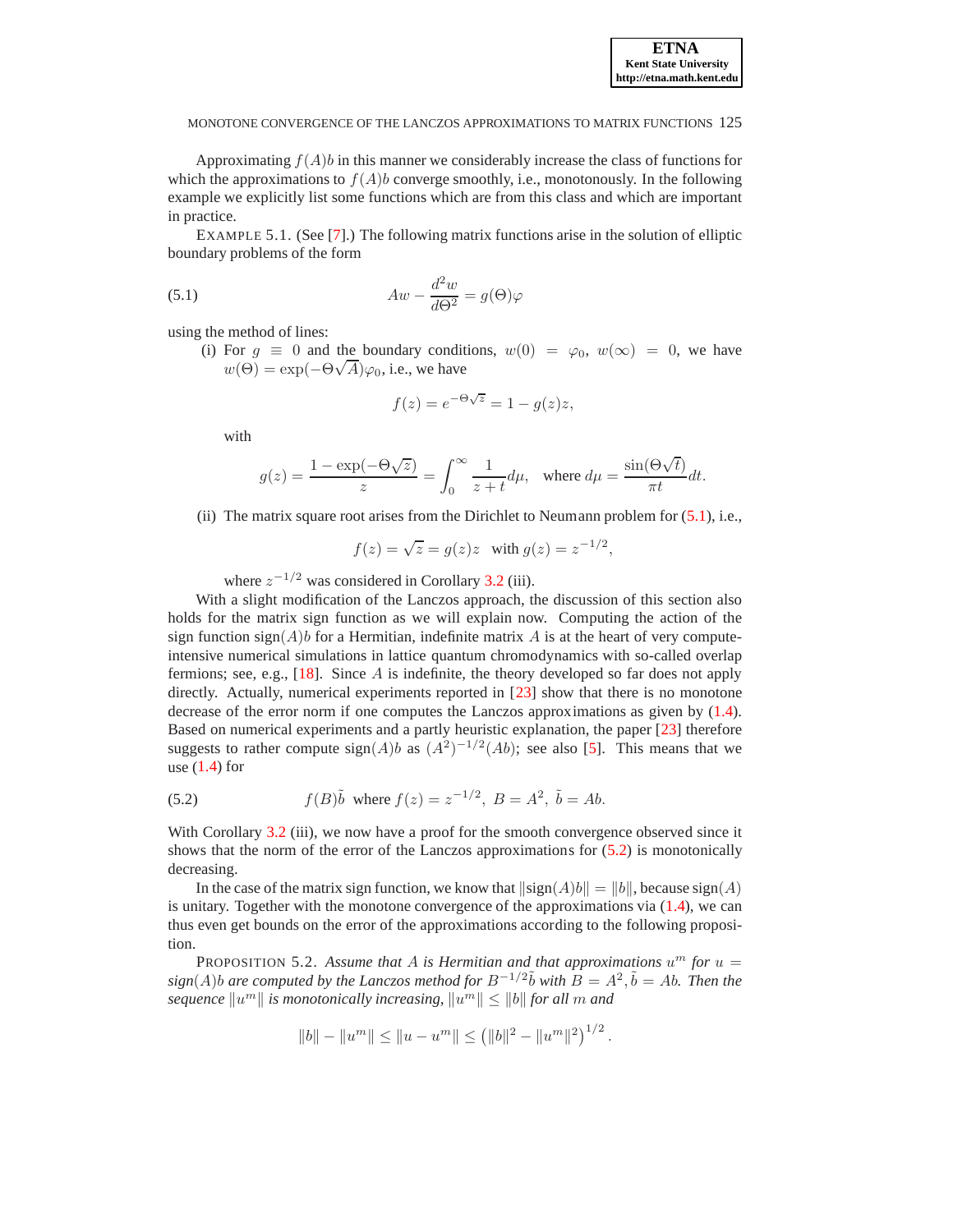Approximating $f(A)b$ in this manner we considerably increase the class of functions for which the approximations to $f(A)b$ converge smoothly, i.e., monotonously. In the following example we explicitly list some functions which are from this class and which are important in practice.

EXAMPLE 5.1. (See [7].) The following matrix functions arise in the solution of elliptic boundary problems of the form

$$Aw - \frac{d^2 w}{d\Theta^2} = g(\Theta)\varphi \tag{5.1}$$

using the method of lines:

(i) For $g \equiv 0$ and the boundary conditions, $w(0) = \varphi_0$, $w(\infty) = 0$, we have $w(\Theta) = \exp(-\Theta\sqrt{A})\varphi_0$, i.e., we have

$$f(z) = e^{-\Theta\sqrt{z}} = 1 - g(z)z,$$

with

$$g(z) = \frac{1 - \exp(-\Theta\sqrt{z})}{z} = \int_0^\infty \frac{1}{z+t} d\mu, \quad \text{where } d\mu = \frac{\sin(\Theta\sqrt{t})}{\pi t} dt.$$

(ii) The matrix square root arises from the Dirichlet to Neumann problem for (5.1), i.e.,

$$f(z) = \sqrt{z} = g(z)z \quad \text{with } g(z) = z^{-1/2},$$

where $z^{-1/2}$ was considered in Corollary 3.2 (iii).

With a slight modification of the Lanczos approach, the discussion of this section also holds for the matrix sign function as we will explain now. Computing the action of the sign function $\text{sign}(A)b$ for a Hermitian, indefinite matrix $A$ is at the heart of very compute-intensive numerical simulations in lattice quantum chromodynamics with so-called overlap fermions; see, e.g., [18]. Since $A$ is indefinite, the theory developed so far does not apply directly. Actually, numerical experiments reported in [23] show that there is no monotone decrease of the error norm if one computes the Lanczos approximations as given by (1.4). Based on numerical experiments and a partly heuristic explanation, the paper [23] therefore suggests to rather compute $\text{sign}(A)b$ as $(A^2)^{-1/2}(Ab)$; see also [5]. This means that we use (1.4) for

$$f(B)\tilde{b} \quad \text{where } f(z) = z^{-1/2}, \; B = A^2, \; \tilde{b} = Ab. \tag{5.2}$$

With Corollary 3.2 (iii), we now have a proof for the smooth convergence observed since it shows that the norm of the error of the Lanczos approximations for (5.2) is monotonically decreasing.

In the case of the matrix sign function, we know that $\|\text{sign}(A)b\| = \|b\|$, because $\text{sign}(A)$ is unitary. Together with the monotone convergence of the approximations via (1.4), we can thus even get bounds on the error of the approximations according to the following proposition.

PROPOSITION 5.2. *Assume that $A$ is Hermitian and that approximations $u^m$ for $u = \text{sign}(A)b$ are computed by the Lanczos method for $B^{-1/2}\tilde{b}$ with $B = A^2, \tilde{b} = Ab$. Then the sequence $\|u^m\|$ is monotonically increasing, $\|u^m\| \le \|b\|$ for all $m$ and*

$$\|b\| - \|u^m\| \le \|u - u^m\| \le \left(\|b\|^2 - \|u^m\|^2\right)^{1/2}.$$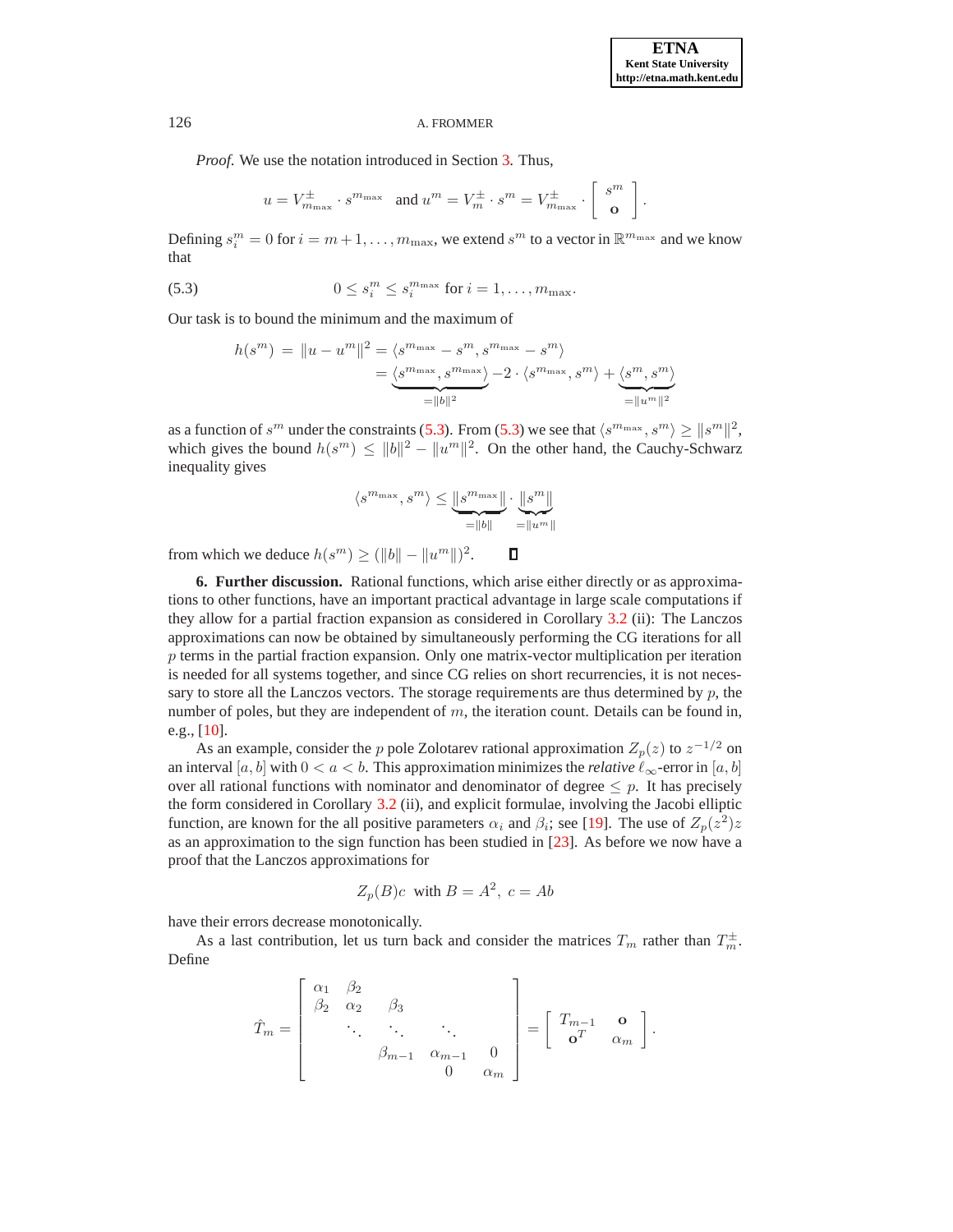*Proof.* We use the notation introduced in Section 3. Thus,

$$u = V^{\pm}_{m_{\max}} \cdot s^{m_{\max}} \quad \text{and } u^m = V^{\pm}_m \cdot s^m = V^{\pm}_{m_{\max}} \cdot \begin{bmatrix} s^m \\ \mathbf{o} \end{bmatrix}.$$

Defining $s^m_i = 0$ for $i = m+1, \ldots, m_{\max}$, we extend $s^m$ to a vector in $\mathbb{R}^{m_{\max}}$ and we know that

$$0 \le s^m_i \le s^{m_{\max}}_i \text{ for } i = 1, \ldots, m_{\max}. \tag{5.3}$$

Our task is to bound the minimum and the maximum of

$$\begin{aligned} h(s^m) \;=\; \|u - u^m\|^2 &= \langle s^{m_{\max}} - s^m, s^{m_{\max}} - s^m \rangle \\ &= \underbrace{\langle s^{m_{\max}}, s^{m_{\max}} \rangle}_{=\|b\|^2} - 2 \cdot \langle s^{m_{\max}}, s^m \rangle + \underbrace{\langle s^m, s^m \rangle}_{=\|u^m\|^2} \end{aligned}$$

as a function of $s^m$ under the constraints (5.3). From (5.3) we see that $\langle s^{m_{\max}}, s^m \rangle \ge \|s^m\|^2$, which gives the bound $h(s^m) \le \|b\|^2 - \|u^m\|^2$. On the other hand, the Cauchy-Schwarz inequality gives

$$\langle s^{m_{\max}}, s^m \rangle \le \underbrace{\|s^{m_{\max}}\|}_{=\|b\|} \cdot \underbrace{\|s^m\|}_{=\|u^m\|}$$

from which we deduce $h(s^m) \ge (\|b\| - \|u^m\|)^2$. ∎

**6. Further discussion.** Rational functions, which arise either directly or as approximations to other functions, have an important practical advantage in large scale computations if they allow for a partial fraction expansion as considered in Corollary 3.2 (ii): The Lanczos approximations can now be obtained by simultaneously performing the CG iterations for all $p$ terms in the partial fraction expansion. Only one matrix-vector multiplication per iteration is needed for all systems together, and since CG relies on short recurrencies, it is not necessary to store all the Lanczos vectors. The storage requirements are thus determined by $p$, the number of poles, but they are independent of $m$, the iteration count. Details can be found in, e.g., [10].

As an example, consider the $p$ pole Zolotarev rational approximation $Z_p(z)$ to $z^{-1/2}$ on an interval $[a, b]$ with $0 < a < b$. This approximation minimizes the *relative* $\ell_\infty$-error in $[a, b]$ over all rational functions with nominator and denominator of degree $\le p$. It has precisely the form considered in Corollary 3.2 (ii), and explicit formulae, involving the Jacobi elliptic function, are known for the all positive parameters $\alpha_i$ and $\beta_i$; see [19]. The use of $Z_p(z^2)z$ as an approximation to the sign function has been studied in [23]. As before we now have a proof that the Lanczos approximations for

$$Z_p(B)c \;\text{ with } B = A^2,\ c = Ab$$

have their errors decrease monotonically.

As a last contribution, let us turn back and consider the matrices $T_m$ rather than $T^{\pm}_m$. Define

$$\hat{T}_m = \begin{bmatrix} \alpha_1 & \beta_2 & & & \\ \beta_2 & \alpha_2 & \beta_3 & & \\ & \ddots & \ddots & \ddots & \\ & & \beta_{m-1} & \alpha_{m-1} & 0 \\ & & & 0 & \alpha_m \end{bmatrix} = \begin{bmatrix} T_{m-1} & \mathbf{o} \\ \mathbf{o}^T & \alpha_m \end{bmatrix}.$$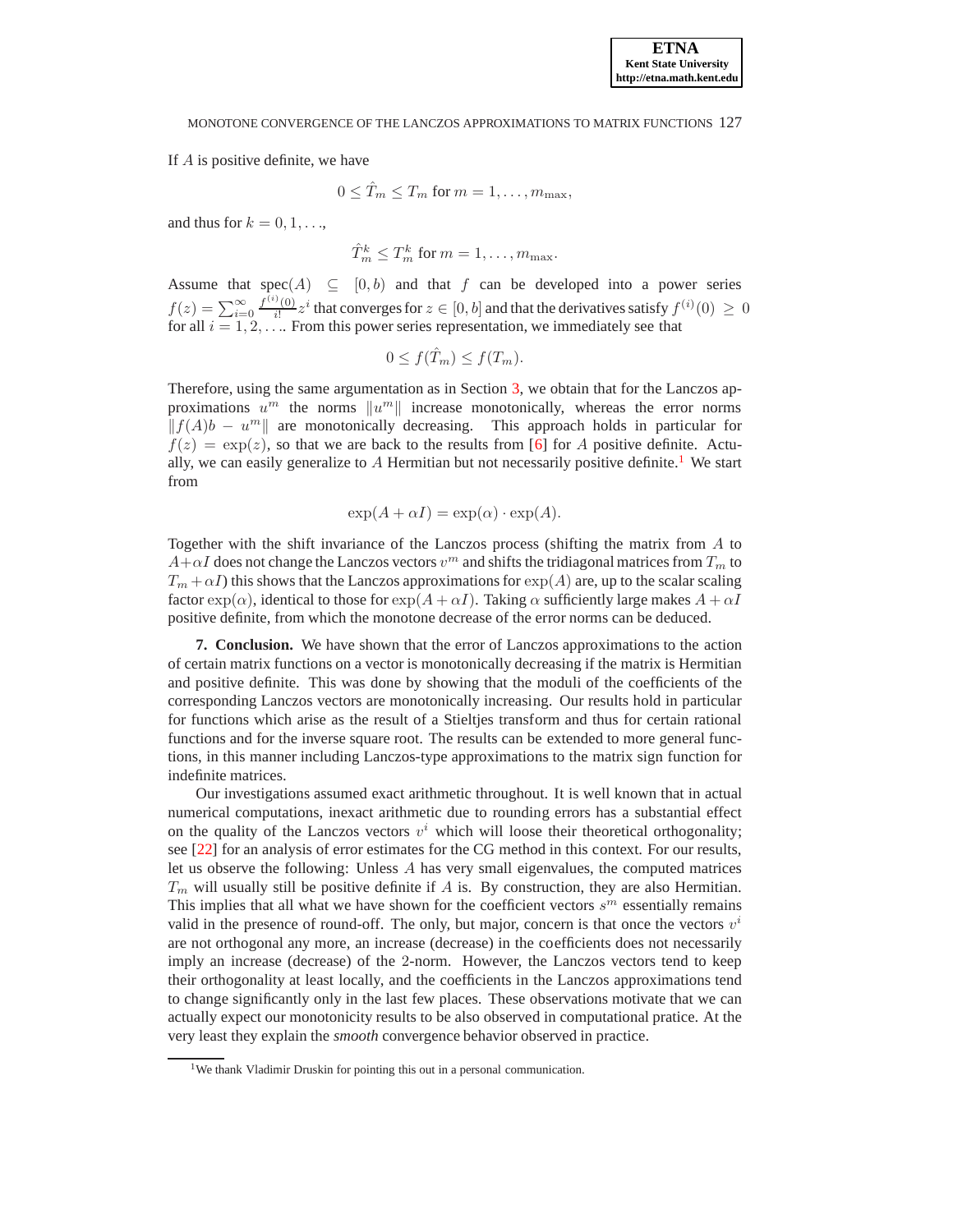If $A$ is positive definite, we have

$$0 \leq \hat{T}_m \leq T_m \text{ for } m = 1, \ldots, m_{\max},$$

and thus for $k = 0, 1, \ldots$,

$$\hat{T}_m^k \leq T_m^k \text{ for } m = 1, \ldots, m_{\max}.$$

Assume that $\text{spec}(A) \subseteq [0, b)$ and that $f$ can be developed into a power series $f(z) = \sum_{i=0}^{\infty} \frac{f^{(i)}(0)}{i!} z^i$ that converges for $z \in [0, b]$ and that the derivatives satisfy $f^{(i)}(0) \geq 0$ for all $i = 1, 2, \ldots$. From this power series representation, we immediately see that

$$0 \leq f(\hat{T}_m) \leq f(T_m).$$

Therefore, using the same argumentation as in Section 3, we obtain that for the Lanczos approximations $u^m$ the norms $\|u^m\|$ increase monotonically, whereas the error norms $\|f(A)b - u^m\|$ are monotonically decreasing. This approach holds in particular for $f(z) = \exp(z)$, so that we are back to the results from [6] for $A$ positive definite. Actually, we can easily generalize to $A$ Hermitian but not necessarily positive definite.[1] We start from

$$\exp(A + \alpha I) = \exp(\alpha) \cdot \exp(A).$$

Together with the shift invariance of the Lanczos process (shifting the matrix from $A$ to $A + \alpha I$ does not change the Lanczos vectors $v^m$ and shifts the tridiagonal matrices from $T_m$ to $T_m + \alpha I$) this shows that the Lanczos approximations for $\exp(A)$ are, up to the scalar scaling factor $\exp(\alpha)$, identical to those for $\exp(A + \alpha I)$. Taking $\alpha$ sufficiently large makes $A + \alpha I$ positive definite, from which the monotone decrease of the error norms can be deduced.

**7. Conclusion.** We have shown that the error of Lanczos approximations to the action of certain matrix functions on a vector is monotonically decreasing if the matrix is Hermitian and positive definite. This was done by showing that the moduli of the coefficients of the corresponding Lanczos vectors are monotonically increasing. Our results hold in particular for functions which arise as the result of a Stieltjes transform and thus for certain rational functions and for the inverse square root. The results can be extended to more general functions, in this manner including Lanczos-type approximations to the matrix sign function for indefinite matrices.

Our investigations assumed exact arithmetic throughout. It is well known that in actual numerical computations, inexact arithmetic due to rounding errors has a substantial effect on the quality of the Lanczos vectors $v^i$ which will loose their theoretical orthogonality; see [22] for an analysis of error estimates for the CG method in this context. For our results, let us observe the following: Unless $A$ has very small eigenvalues, the computed matrices $T_m$ will usually still be positive definite if $A$ is. By construction, they are also Hermitian. This implies that all what we have shown for the coefficient vectors $s^m$ essentially remains valid in the presence of round-off. The only, but major, concern is that once the vectors $v^i$ are not orthogonal any more, an increase (decrease) in the coefficients does not necessarily imply an increase (decrease) of the 2-norm. However, the Lanczos vectors tend to keep their orthogonality at least locally, and the coefficients in the Lanczos approximations tend to change significantly only in the last few places. These observations motivate that we can actually expect our monotonicity results to be also observed in computational pratice. At the very least they explain the *smooth* convergence behavior observed in practice.

[1] We thank Vladimir Druskin for pointing this out in a personal communication.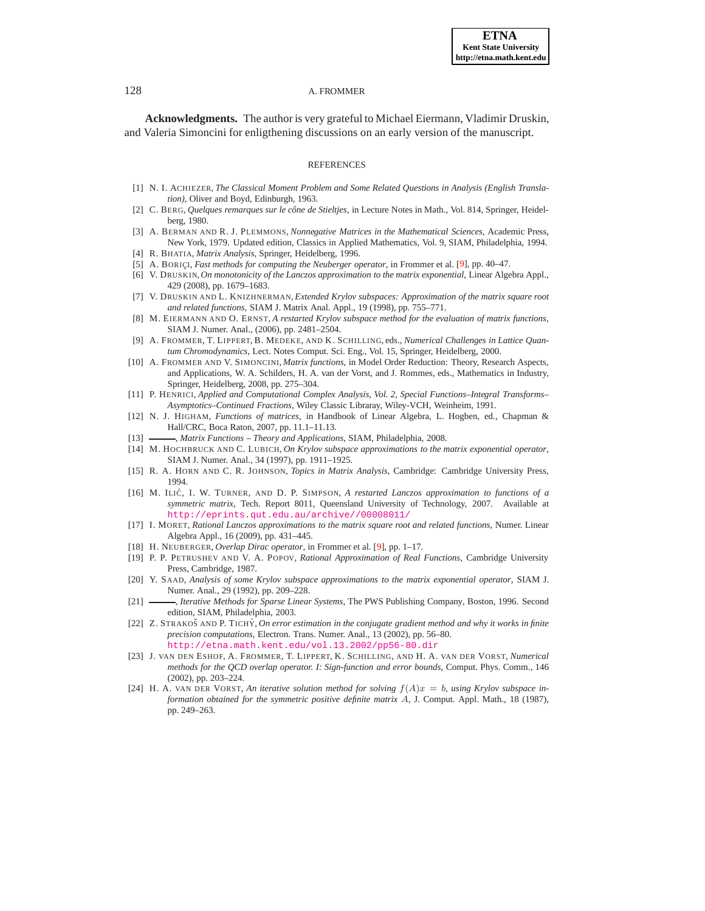**Acknowledgments.** The author is very grateful to Michael Eiermann, Vladimir Druskin, and Valeria Simoncini for enligthening discussions on an early version of the manuscript.

## REFERENCES

[1] N. I. Achiezer, *The Classical Moment Problem and Some Related Questions in Analysis (English Translation)*, Oliver and Boyd, Edinburgh, 1963.

[2] C. Berg, *Quelques remarques sur le cône de Stieltjes*, in Lecture Notes in Math., Vol. 814, Springer, Heidelberg, 1980.

[3] A. Berman and R. J. Plemmons, *Nonnegative Matrices in the Mathematical Sciences*, Academic Press, New York, 1979. Updated edition, Classics in Applied Mathematics, Vol. 9, SIAM, Philadelphia, 1994.

[4] R. Bhatia, *Matrix Analysis*, Springer, Heidelberg, 1996.

[5] A. Boriçi, *Fast methods for computing the Neuberger operator*, in Frommer et al. [9], pp. 40–47.

[6] V. Druskin, *On monotonicity of the Lanczos approximation to the matrix exponential*, Linear Algebra Appl., 429 (2008), pp. 1679–1683.

[7] V. Druskin and L. Knizhnerman, *Extended Krylov subspaces: Approximation of the matrix square root and related functions*, SIAM J. Matrix Anal. Appl., 19 (1998), pp. 755–771.

[8] M. Eiermann and O. Ernst, *A restarted Krylov subspace method for the evaluation of matrix functions*, SIAM J. Numer. Anal., (2006), pp. 2481–2504.

[9] A. Frommer, T. Lippert, B. Medeke, and K. Schilling, eds., *Numerical Challenges in Lattice Quantum Chromodynamics*, Lect. Notes Comput. Sci. Eng., Vol. 15, Springer, Heidelberg, 2000.

[10] A. Frommer and V. Simoncini, *Matrix functions*, in Model Order Reduction: Theory, Research Aspects, and Applications, W. A. Schilders, H. A. van der Vorst, and J. Rommes, eds., Mathematics in Industry, Springer, Heidelberg, 2008, pp. 275–304.

[11] P. Henrici, *Applied and Computational Complex Analysis, Vol. 2, Special Functions–Integral Transforms–Asymptotics–Continued Fractions*, Wiley Classic Libraray, Wiley-VCH, Weinheim, 1991.

[12] N. J. Higham, *Functions of matrices*, in Handbook of Linear Algebra, L. Hogben, ed., Chapman & Hall/CRC, Boca Raton, 2007, pp. 11.1–11.13.

[13] ———, *Matrix Functions – Theory and Applications*, SIAM, Philadelphia, 2008.

[14] M. Hochbruck and C. Lubich, *On Krylov subspace approximations to the matrix exponential operator*, SIAM J. Numer. Anal., 34 (1997), pp. 1911–1925.

[15] R. A. Horn and C. R. Johnson, *Topics in Matrix Analysis*, Cambridge: Cambridge University Press, 1994.

[16] M. Ilić, I. W. Turner, and D. P. Simpson, *A restarted Lanczos approximation to functions of a symmetric matrix*, Tech. Report 8011, Queensland University of Technology, 2007. Available at http://eprints.qut.edu.au/archive//00008011/

[17] I. Moret, *Rational Lanczos approximations to the matrix square root and related functions*, Numer. Linear Algebra Appl., 16 (2009), pp. 431–445.

[18] H. Neuberger, *Overlap Dirac operator*, in Frommer et al. [9], pp. 1–17.

[19] P. P. Petrushev and V. A. Popov, *Rational Approximation of Real Functions*, Cambridge University Press, Cambridge, 1987.

[20] Y. Saad, *Analysis of some Krylov subspace approximations to the matrix exponential operator*, SIAM J. Numer. Anal., 29 (1992), pp. 209–228.

[21] ———, *Iterative Methods for Sparse Linear Systems*, The PWS Publishing Company, Boston, 1996. Second edition, SIAM, Philadelphia, 2003.

[22] Z. Strakoš and P. Tichý, *On error estimation in the conjugate gradient method and why it works in finite precision computations*, Electron. Trans. Numer. Anal., 13 (2002), pp. 56–80. http://etna.math.kent.edu/vol.13.2002/pp56-80.dir

[23] J. van den Eshof, A. Frommer, T. Lippert, K. Schilling, and H. A. van der Vorst, *Numerical methods for the QCD overlap operator. I: Sign-function and error bounds*, Comput. Phys. Comm., 146 (2002), pp. 203–224.

[24] H. A. van der Vorst, *An iterative solution method for solving $f(A)x = b$, using Krylov subspace information obtained for the symmetric positive definite matrix $A$*, J. Comput. Appl. Math., 18 (1987), pp. 249–263.